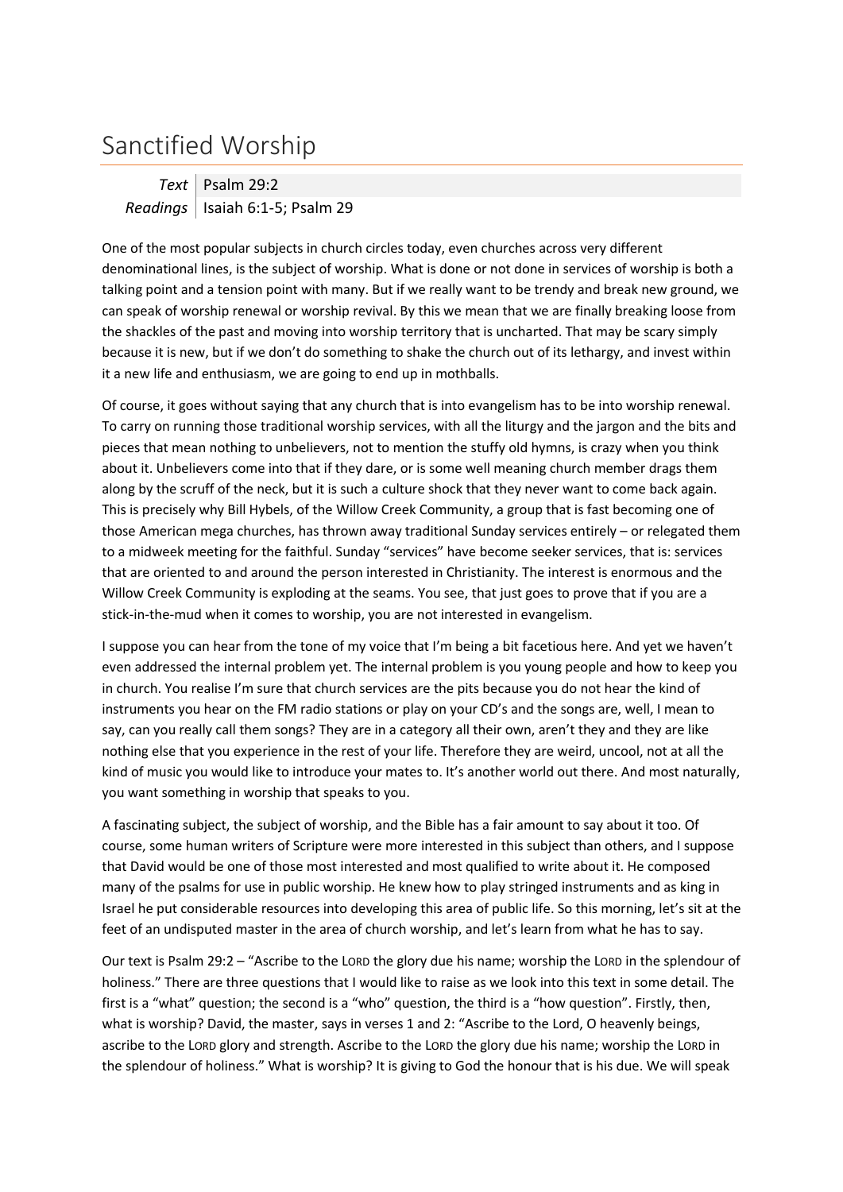# Sanctified Worship

| *Text* | Psalm 29:2 |
|---|---|
| *Readings* | Isaiah 6:1-5; Psalm 29 |

One of the most popular subjects in church circles today, even churches across very different denominational lines, is the subject of worship. What is done or not done in services of worship is both a talking point and a tension point with many. But if we really want to be trendy and break new ground, we can speak of worship renewal or worship revival. By this we mean that we are finally breaking loose from the shackles of the past and moving into worship territory that is uncharted. That may be scary simply because it is new, but if we don't do something to shake the church out of its lethargy, and invest within it a new life and enthusiasm, we are going to end up in mothballs.

Of course, it goes without saying that any church that is into evangelism has to be into worship renewal. To carry on running those traditional worship services, with all the liturgy and the jargon and the bits and pieces that mean nothing to unbelievers, not to mention the stuffy old hymns, is crazy when you think about it. Unbelievers come into that if they dare, or is some well meaning church member drags them along by the scruff of the neck, but it is such a culture shock that they never want to come back again. This is precisely why Bill Hybels, of the Willow Creek Community, a group that is fast becoming one of those American mega churches, has thrown away traditional Sunday services entirely – or relegated them to a midweek meeting for the faithful. Sunday "services" have become seeker services, that is: services that are oriented to and around the person interested in Christianity. The interest is enormous and the Willow Creek Community is exploding at the seams. You see, that just goes to prove that if you are a stick-in-the-mud when it comes to worship, you are not interested in evangelism.

I suppose you can hear from the tone of my voice that I'm being a bit facetious here. And yet we haven't even addressed the internal problem yet. The internal problem is you young people and how to keep you in church. You realise I'm sure that church services are the pits because you do not hear the kind of instruments you hear on the FM radio stations or play on your CD's and the songs are, well, I mean to say, can you really call them songs? They are in a category all their own, aren't they and they are like nothing else that you experience in the rest of your life. Therefore they are weird, uncool, not at all the kind of music you would like to introduce your mates to. It's another world out there. And most naturally, you want something in worship that speaks to you.

A fascinating subject, the subject of worship, and the Bible has a fair amount to say about it too. Of course, some human writers of Scripture were more interested in this subject than others, and I suppose that David would be one of those most interested and most qualified to write about it. He composed many of the psalms for use in public worship. He knew how to play stringed instruments and as king in Israel he put considerable resources into developing this area of public life. So this morning, let's sit at the feet of an undisputed master in the area of church worship, and let's learn from what he has to say.

Our text is Psalm 29:2 – "Ascribe to the LORD the glory due his name; worship the LORD in the splendour of holiness." There are three questions that I would like to raise as we look into this text in some detail. The first is a "what" question; the second is a "who" question, the third is a "how question". Firstly, then, what is worship? David, the master, says in verses 1 and 2: "Ascribe to the Lord, O heavenly beings, ascribe to the LORD glory and strength. Ascribe to the LORD the glory due his name; worship the LORD in the splendour of holiness." What is worship? It is giving to God the honour that is his due. We will speak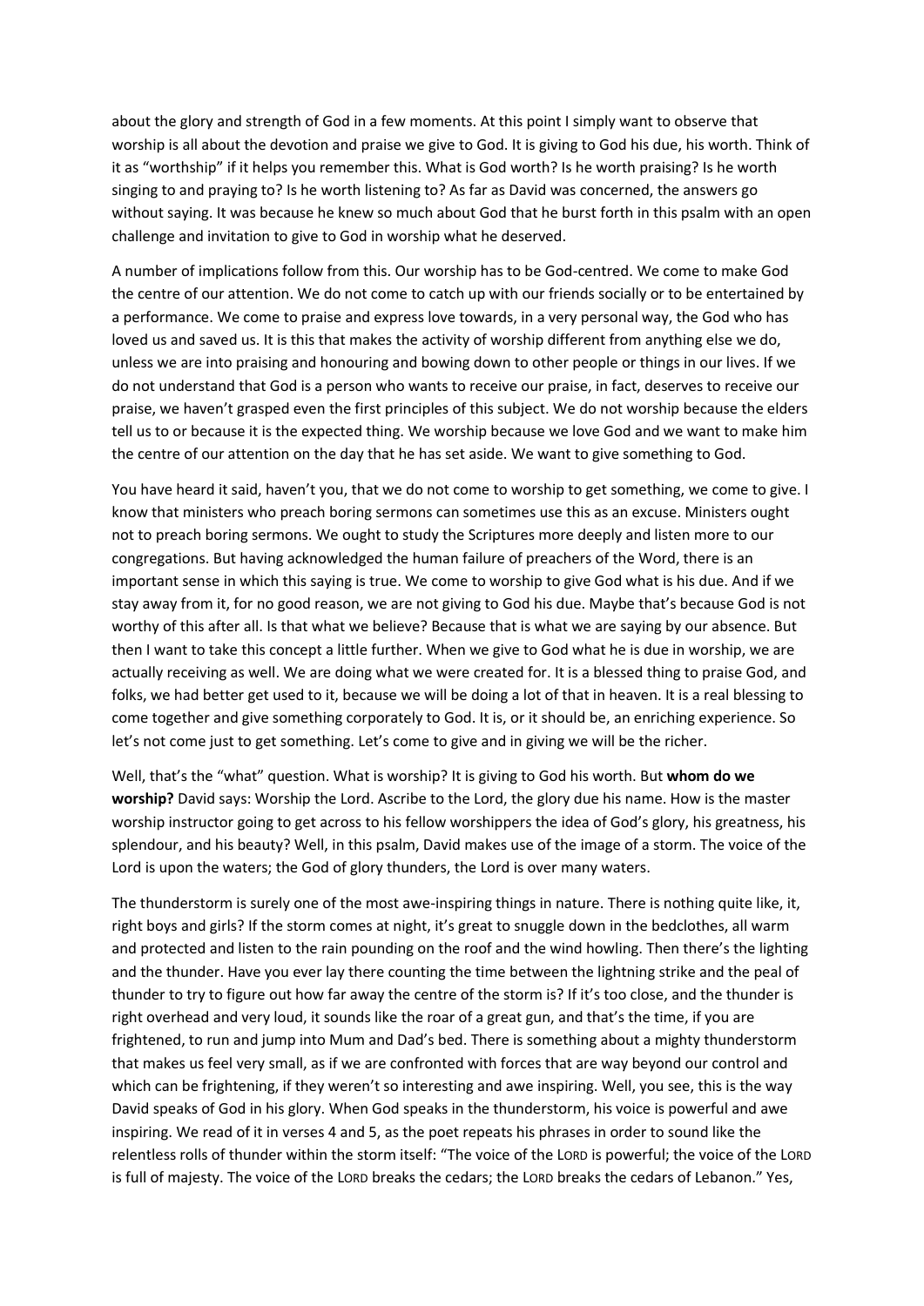about the glory and strength of God in a few moments. At this point I simply want to observe that worship is all about the devotion and praise we give to God. It is giving to God his due, his worth. Think of it as "worthship" if it helps you remember this. What is God worth? Is he worth praising? Is he worth singing to and praying to? Is he worth listening to? As far as David was concerned, the answers go without saying. It was because he knew so much about God that he burst forth in this psalm with an open challenge and invitation to give to God in worship what he deserved.

A number of implications follow from this. Our worship has to be God-centred. We come to make God the centre of our attention. We do not come to catch up with our friends socially or to be entertained by a performance. We come to praise and express love towards, in a very personal way, the God who has loved us and saved us. It is this that makes the activity of worship different from anything else we do, unless we are into praising and honouring and bowing down to other people or things in our lives. If we do not understand that God is a person who wants to receive our praise, in fact, deserves to receive our praise, we haven't grasped even the first principles of this subject. We do not worship because the elders tell us to or because it is the expected thing. We worship because we love God and we want to make him the centre of our attention on the day that he has set aside. We want to give something to God.

You have heard it said, haven't you, that we do not come to worship to get something, we come to give. I know that ministers who preach boring sermons can sometimes use this as an excuse. Ministers ought not to preach boring sermons. We ought to study the Scriptures more deeply and listen more to our congregations. But having acknowledged the human failure of preachers of the Word, there is an important sense in which this saying is true. We come to worship to give God what is his due. And if we stay away from it, for no good reason, we are not giving to God his due. Maybe that's because God is not worthy of this after all. Is that what we believe? Because that is what we are saying by our absence. But then I want to take this concept a little further. When we give to God what he is due in worship, we are actually receiving as well. We are doing what we were created for. It is a blessed thing to praise God, and folks, we had better get used to it, because we will be doing a lot of that in heaven. It is a real blessing to come together and give something corporately to God. It is, or it should be, an enriching experience. So let's not come just to get something. Let's come to give and in giving we will be the richer.

Well, that's the "what" question. What is worship? It is giving to God his worth. But **whom do we worship?** David says: Worship the Lord. Ascribe to the Lord, the glory due his name. How is the master worship instructor going to get across to his fellow worshippers the idea of God's glory, his greatness, his splendour, and his beauty? Well, in this psalm, David makes use of the image of a storm. The voice of the Lord is upon the waters; the God of glory thunders, the Lord is over many waters.

The thunderstorm is surely one of the most awe-inspiring things in nature. There is nothing quite like, it, right boys and girls? If the storm comes at night, it's great to snuggle down in the bedclothes, all warm and protected and listen to the rain pounding on the roof and the wind howling. Then there's the lighting and the thunder. Have you ever lay there counting the time between the lightning strike and the peal of thunder to try to figure out how far away the centre of the storm is? If it's too close, and the thunder is right overhead and very loud, it sounds like the roar of a great gun, and that's the time, if you are frightened, to run and jump into Mum and Dad's bed. There is something about a mighty thunderstorm that makes us feel very small, as if we are confronted with forces that are way beyond our control and which can be frightening, if they weren't so interesting and awe inspiring. Well, you see, this is the way David speaks of God in his glory. When God speaks in the thunderstorm, his voice is powerful and awe inspiring. We read of it in verses 4 and 5, as the poet repeats his phrases in order to sound like the relentless rolls of thunder within the storm itself: "The voice of the LORD is powerful; the voice of the LORD is full of majesty. The voice of the LORD breaks the cedars; the LORD breaks the cedars of Lebanon." Yes,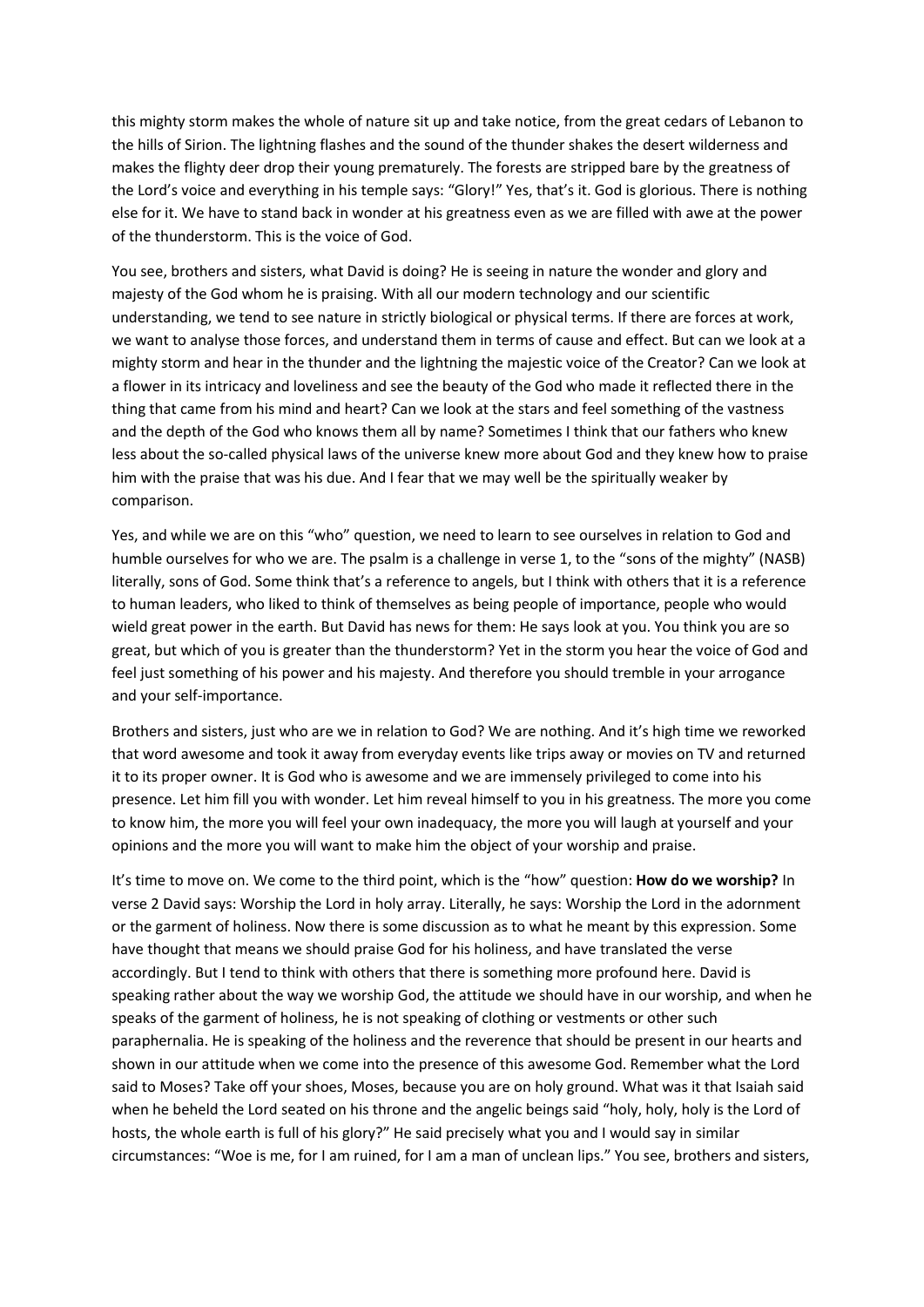this mighty storm makes the whole of nature sit up and take notice, from the great cedars of Lebanon to the hills of Sirion. The lightning flashes and the sound of the thunder shakes the desert wilderness and makes the flighty deer drop their young prematurely. The forests are stripped bare by the greatness of the Lord's voice and everything in his temple says: "Glory!" Yes, that's it. God is glorious. There is nothing else for it. We have to stand back in wonder at his greatness even as we are filled with awe at the power of the thunderstorm. This is the voice of God.

You see, brothers and sisters, what David is doing? He is seeing in nature the wonder and glory and majesty of the God whom he is praising. With all our modern technology and our scientific understanding, we tend to see nature in strictly biological or physical terms. If there are forces at work, we want to analyse those forces, and understand them in terms of cause and effect. But can we look at a mighty storm and hear in the thunder and the lightning the majestic voice of the Creator? Can we look at a flower in its intricacy and loveliness and see the beauty of the God who made it reflected there in the thing that came from his mind and heart? Can we look at the stars and feel something of the vastness and the depth of the God who knows them all by name? Sometimes I think that our fathers who knew less about the so-called physical laws of the universe knew more about God and they knew how to praise him with the praise that was his due. And I fear that we may well be the spiritually weaker by comparison.

Yes, and while we are on this "who" question, we need to learn to see ourselves in relation to God and humble ourselves for who we are. The psalm is a challenge in verse 1, to the "sons of the mighty" (NASB) literally, sons of God. Some think that's a reference to angels, but I think with others that it is a reference to human leaders, who liked to think of themselves as being people of importance, people who would wield great power in the earth. But David has news for them: He says look at you. You think you are so great, but which of you is greater than the thunderstorm? Yet in the storm you hear the voice of God and feel just something of his power and his majesty. And therefore you should tremble in your arrogance and your self-importance.

Brothers and sisters, just who are we in relation to God? We are nothing. And it's high time we reworked that word awesome and took it away from everyday events like trips away or movies on TV and returned it to its proper owner. It is God who is awesome and we are immensely privileged to come into his presence. Let him fill you with wonder. Let him reveal himself to you in his greatness. The more you come to know him, the more you will feel your own inadequacy, the more you will laugh at yourself and your opinions and the more you will want to make him the object of your worship and praise.

It's time to move on. We come to the third point, which is the "how" question: **How do we worship?** In verse 2 David says: Worship the Lord in holy array. Literally, he says: Worship the Lord in the adornment or the garment of holiness. Now there is some discussion as to what he meant by this expression. Some have thought that means we should praise God for his holiness, and have translated the verse accordingly. But I tend to think with others that there is something more profound here. David is speaking rather about the way we worship God, the attitude we should have in our worship, and when he speaks of the garment of holiness, he is not speaking of clothing or vestments or other such paraphernalia. He is speaking of the holiness and the reverence that should be present in our hearts and shown in our attitude when we come into the presence of this awesome God. Remember what the Lord said to Moses? Take off your shoes, Moses, because you are on holy ground. What was it that Isaiah said when he beheld the Lord seated on his throne and the angelic beings said "holy, holy, holy is the Lord of hosts, the whole earth is full of his glory?" He said precisely what you and I would say in similar circumstances: "Woe is me, for I am ruined, for I am a man of unclean lips." You see, brothers and sisters,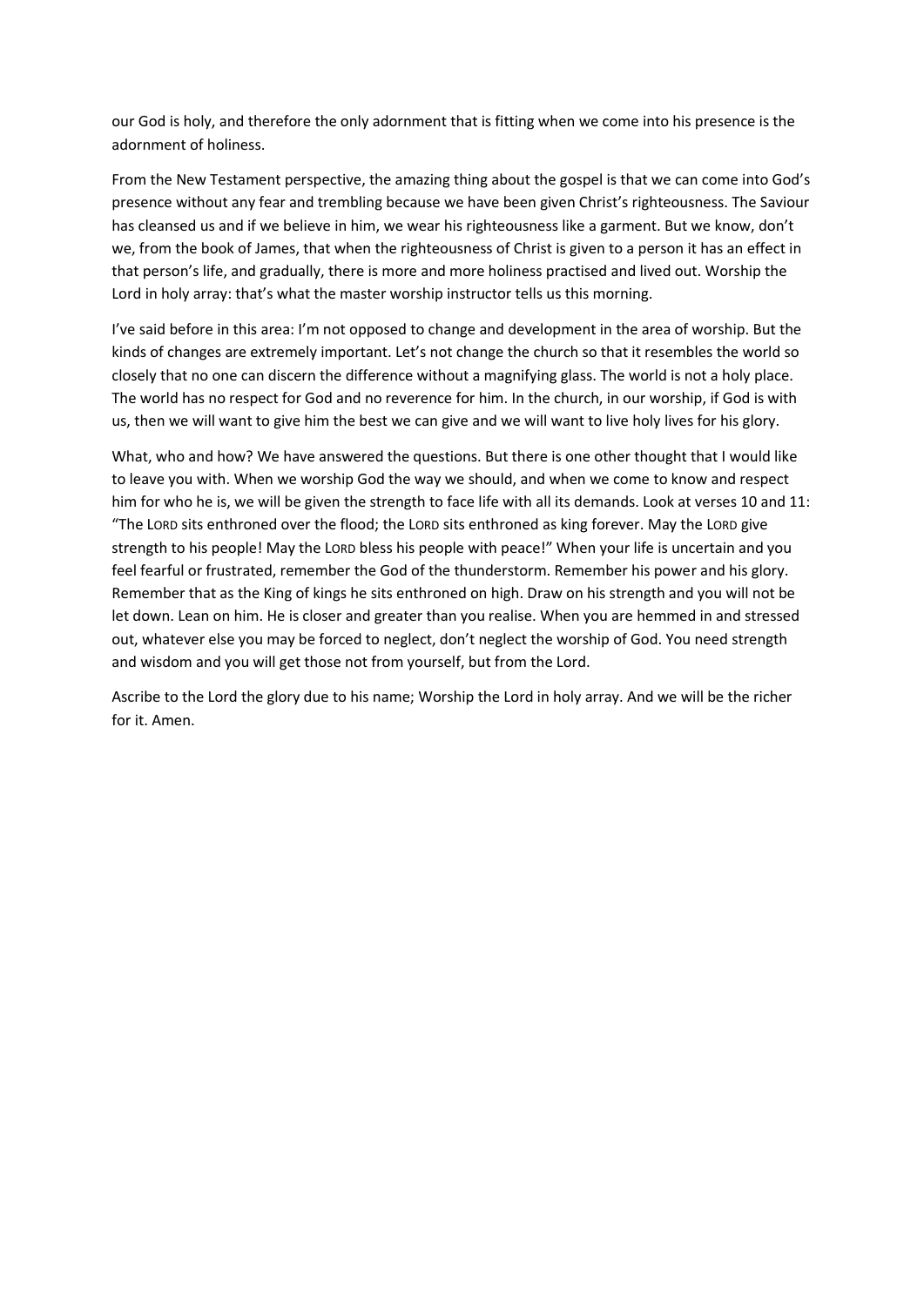our God is holy, and therefore the only adornment that is fitting when we come into his presence is the adornment of holiness.

From the New Testament perspective, the amazing thing about the gospel is that we can come into God's presence without any fear and trembling because we have been given Christ's righteousness. The Saviour has cleansed us and if we believe in him, we wear his righteousness like a garment. But we know, don't we, from the book of James, that when the righteousness of Christ is given to a person it has an effect in that person's life, and gradually, there is more and more holiness practised and lived out. Worship the Lord in holy array: that's what the master worship instructor tells us this morning.

I've said before in this area: I'm not opposed to change and development in the area of worship. But the kinds of changes are extremely important. Let's not change the church so that it resembles the world so closely that no one can discern the difference without a magnifying glass. The world is not a holy place. The world has no respect for God and no reverence for him. In the church, in our worship, if God is with us, then we will want to give him the best we can give and we will want to live holy lives for his glory.

What, who and how? We have answered the questions. But there is one other thought that I would like to leave you with. When we worship God the way we should, and when we come to know and respect him for who he is, we will be given the strength to face life with all its demands. Look at verses 10 and 11: "The LORD sits enthroned over the flood; the LORD sits enthroned as king forever. May the LORD give strength to his people! May the LORD bless his people with peace!" When your life is uncertain and you feel fearful or frustrated, remember the God of the thunderstorm. Remember his power and his glory. Remember that as the King of kings he sits enthroned on high. Draw on his strength and you will not be let down. Lean on him. He is closer and greater than you realise. When you are hemmed in and stressed out, whatever else you may be forced to neglect, don't neglect the worship of God. You need strength and wisdom and you will get those not from yourself, but from the Lord.

Ascribe to the Lord the glory due to his name; Worship the Lord in holy array. And we will be the richer for it. Amen.